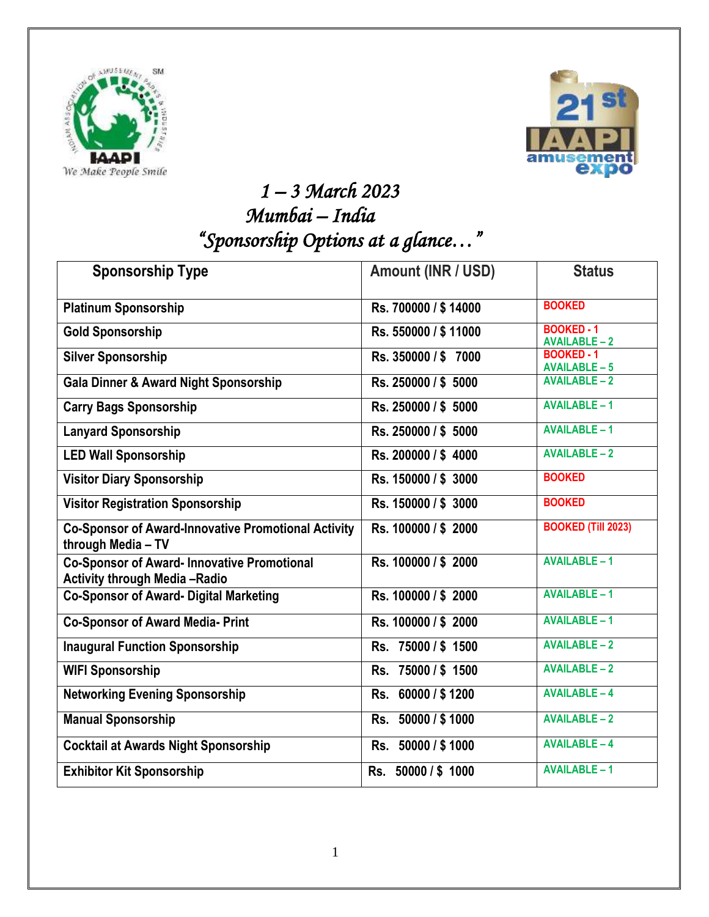IAAPI
We Make People Smile

21st IAAPI amusement expo

# 1 – 3 March 2023
# Mumbai – India
## "Sponsorship Options at a glance…"

| Sponsorship Type | Amount (INR / USD) | Status |
|---|---|---|
| Platinum Sponsorship | Rs. 700000 / $ 14000 | BOOKED |
| Gold Sponsorship | Rs. 550000 / $ 11000 | BOOKED - 1<br>AVAILABLE – 2 |
| Silver Sponsorship | Rs. 350000 / $ 7000 | BOOKED - 1<br>AVAILABLE – 5 |
| Gala Dinner & Award Night Sponsorship | Rs. 250000 / $ 5000 | AVAILABLE – 2 |
| Carry Bags Sponsorship | Rs. 250000 / $ 5000 | AVAILABLE – 1 |
| Lanyard Sponsorship | Rs. 250000 / $ 5000 | AVAILABLE – 1 |
| LED Wall Sponsorship | Rs. 200000 / $ 4000 | AVAILABLE – 2 |
| Visitor Diary Sponsorship | Rs. 150000 / $ 3000 | BOOKED |
| Visitor Registration Sponsorship | Rs. 150000 / $ 3000 | BOOKED |
| Co-Sponsor of Award-Innovative Promotional Activity through Media – TV | Rs. 100000 / $ 2000 | BOOKED (Till 2023) |
| Co-Sponsor of Award- Innovative Promotional Activity through Media –Radio | Rs. 100000 / $ 2000 | AVAILABLE – 1 |
| Co-Sponsor of Award- Digital Marketing | Rs. 100000 / $ 2000 | AVAILABLE – 1 |
| Co-Sponsor of Award Media- Print | Rs. 100000 / $ 2000 | AVAILABLE – 1 |
| Inaugural Function Sponsorship | Rs. 75000 / $ 1500 | AVAILABLE – 2 |
| WIFI Sponsorship | Rs. 75000 / $ 1500 | AVAILABLE – 2 |
| Networking Evening Sponsorship | Rs. 60000 / $ 1200 | AVAILABLE – 4 |
| Manual Sponsorship | Rs. 50000 / $ 1000 | AVAILABLE – 2 |
| Cocktail at Awards Night Sponsorship | Rs. 50000 / $ 1000 | AVAILABLE – 4 |
| Exhibitor Kit Sponsorship | Rs. 50000 / $ 1000 | AVAILABLE – 1 |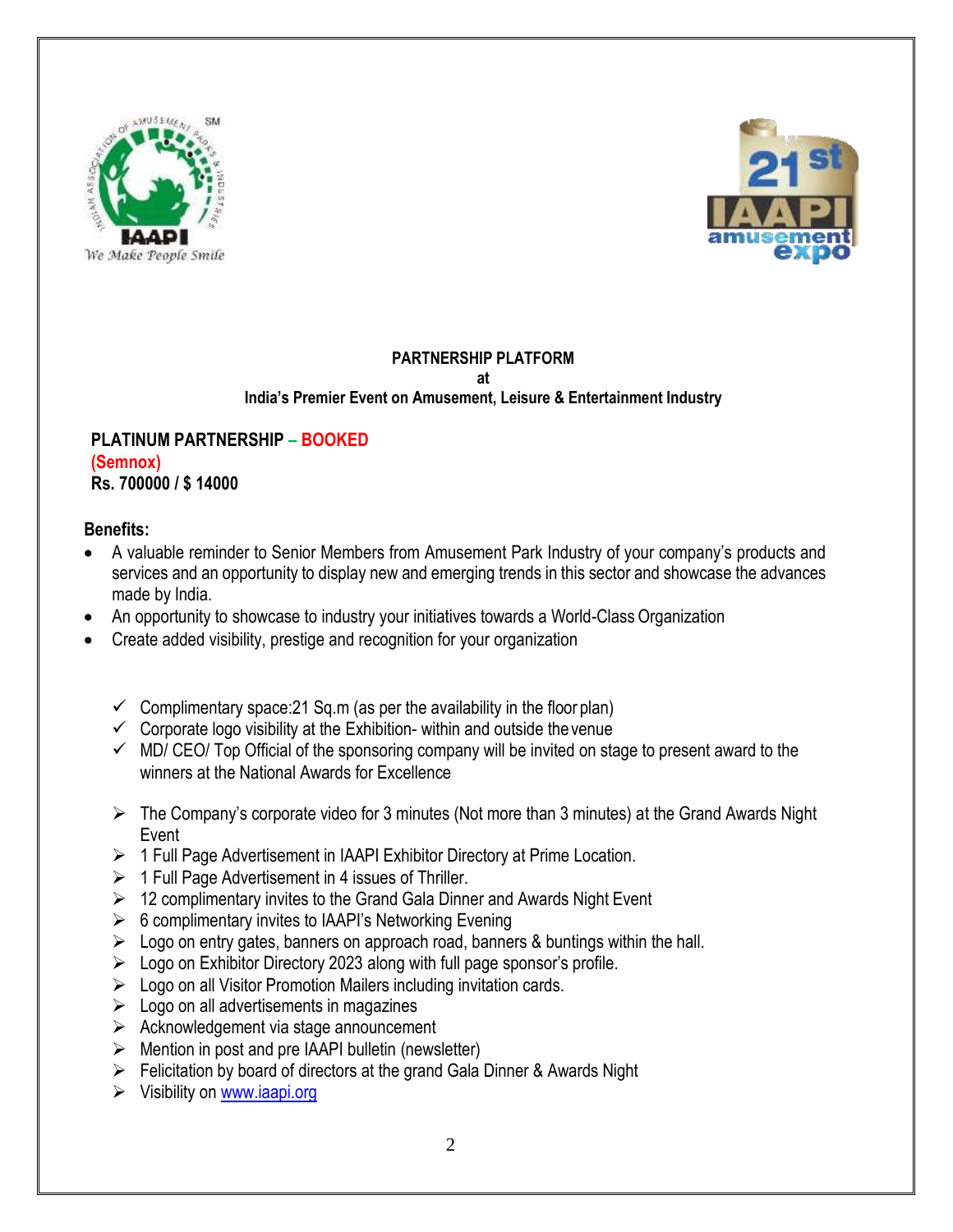**PARTNERSHIP PLATFORM**
**at**
**India's Premier Event on Amusement, Leisure & Entertainment Industry**

**PLATINUM PARTNERSHIP – BOOKED**
**(Semnox)**
**Rs. 700000 / $ 14000**

**Benefits:**

- A valuable reminder to Senior Members from Amusement Park Industry of your company's products and services and an opportunity to display new and emerging trends in this sector and showcase the advances made by India.
- An opportunity to showcase to industry your initiatives towards a World-Class Organization
- Create added visibility, prestige and recognition for your organization

  - ✓ Complimentary space:21 Sq.m (as per the availability in the floor plan)
  - ✓ Corporate logo visibility at the Exhibition- within and outside the venue
  - ✓ MD/ CEO/ Top Official of the sponsoring company will be invited on stage to present award to the winners at the National Awards for Excellence

  - ➢ The Company's corporate video for 3 minutes (Not more than 3 minutes) at the Grand Awards Night Event
  - ➢ 1 Full Page Advertisement in IAAPI Exhibitor Directory at Prime Location.
  - ➢ 1 Full Page Advertisement in 4 issues of Thriller.
  - ➢ 12 complimentary invites to the Grand Gala Dinner and Awards Night Event
  - ➢ 6 complimentary invites to IAAPI's Networking Evening
  - ➢ Logo on entry gates, banners on approach road, banners & buntings within the hall.
  - ➢ Logo on Exhibitor Directory 2023 along with full page sponsor's profile.
  - ➢ Logo on all Visitor Promotion Mailers including invitation cards.
  - ➢ Logo on all advertisements in magazines
  - ➢ Acknowledgement via stage announcement
  - ➢ Mention in post and pre IAAPI bulletin (newsletter)
  - ➢ Felicitation by board of directors at the grand Gala Dinner & Awards Night
  - ➢ Visibility on www.iaapi.org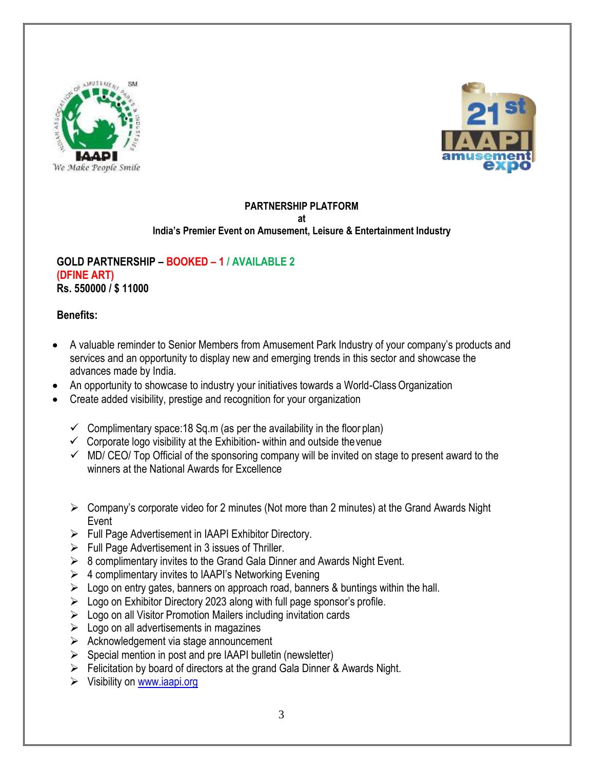**PARTNERSHIP PLATFORM**
**at**
**India's Premier Event on Amusement, Leisure & Entertainment Industry**

**GOLD PARTNERSHIP – BOOKED – 1 / AVAILABLE 2**
**(DFINE ART)**
**Rs. 550000 / $ 11000**

**Benefits:**

- A valuable reminder to Senior Members from Amusement Park Industry of your company's products and services and an opportunity to display new and emerging trends in this sector and showcase the advances made by India.
- An opportunity to showcase to industry your initiatives towards a World-Class Organization
- Create added visibility, prestige and recognition for your organization

  - ✓ Complimentary space:18 Sq.m (as per the availability in the floor plan)
  - ✓ Corporate logo visibility at the Exhibition- within and outside the venue
  - ✓ MD/ CEO/ Top Official of the sponsoring company will be invited on stage to present award to the winners at the National Awards for Excellence

  - ➢ Company's corporate video for 2 minutes (Not more than 2 minutes) at the Grand Awards Night Event
  - ➢ Full Page Advertisement in IAAPI Exhibitor Directory.
  - ➢ Full Page Advertisement in 3 issues of Thriller.
  - ➢ 8 complimentary invites to the Grand Gala Dinner and Awards Night Event.
  - ➢ 4 complimentary invites to IAAPI's Networking Evening
  - ➢ Logo on entry gates, banners on approach road, banners & buntings within the hall.
  - ➢ Logo on Exhibitor Directory 2023 along with full page sponsor's profile.
  - ➢ Logo on all Visitor Promotion Mailers including invitation cards
  - ➢ Logo on all advertisements in magazines
  - ➢ Acknowledgement via stage announcement
  - ➢ Special mention in post and pre IAAPI bulletin (newsletter)
  - ➢ Felicitation by board of directors at the grand Gala Dinner & Awards Night.
  - ➢ Visibility on www.iaapi.org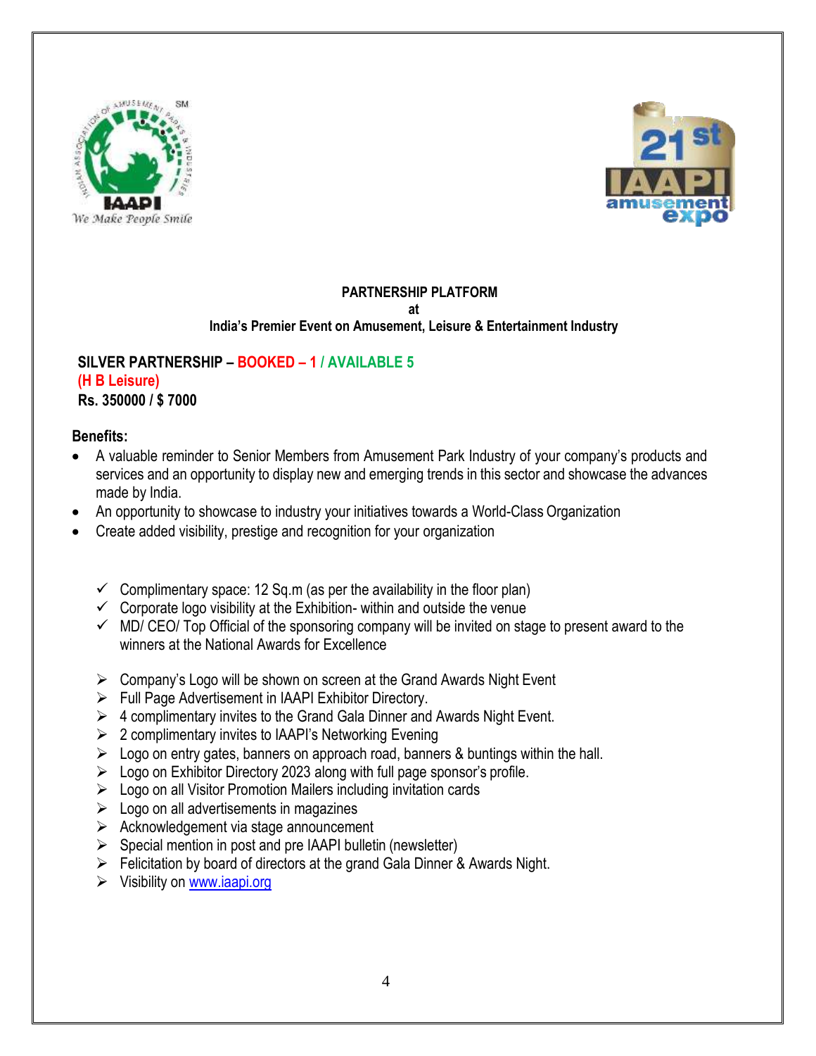**PARTNERSHIP PLATFORM**
**at**
**India's Premier Event on Amusement, Leisure & Entertainment Industry**

**SILVER PARTNERSHIP – BOOKED – 1 / AVAILABLE 5**
**(H B Leisure)**
**Rs. 350000 / $ 7000**

**Benefits:**

- A valuable reminder to Senior Members from Amusement Park Industry of your company's products and services and an opportunity to display new and emerging trends in this sector and showcase the advances made by India.
- An opportunity to showcase to industry your initiatives towards a World-Class Organization
- Create added visibility, prestige and recognition for your organization

  - ✓ Complimentary space: 12 Sq.m (as per the availability in the floor plan)
  - ✓ Corporate logo visibility at the Exhibition- within and outside the venue
  - ✓ MD/ CEO/ Top Official of the sponsoring company will be invited on stage to present award to the winners at the National Awards for Excellence

  - ➢ Company's Logo will be shown on screen at the Grand Awards Night Event
  - ➢ Full Page Advertisement in IAAPI Exhibitor Directory.
  - ➢ 4 complimentary invites to the Grand Gala Dinner and Awards Night Event.
  - ➢ 2 complimentary invites to IAAPI's Networking Evening
  - ➢ Logo on entry gates, banners on approach road, banners & buntings within the hall.
  - ➢ Logo on Exhibitor Directory 2023 along with full page sponsor's profile.
  - ➢ Logo on all Visitor Promotion Mailers including invitation cards
  - ➢ Logo on all advertisements in magazines
  - ➢ Acknowledgement via stage announcement
  - ➢ Special mention in post and pre IAAPI bulletin (newsletter)
  - ➢ Felicitation by board of directors at the grand Gala Dinner & Awards Night.
  - ➢ Visibility on [www.iaapi.org](http://www.iaapi.org)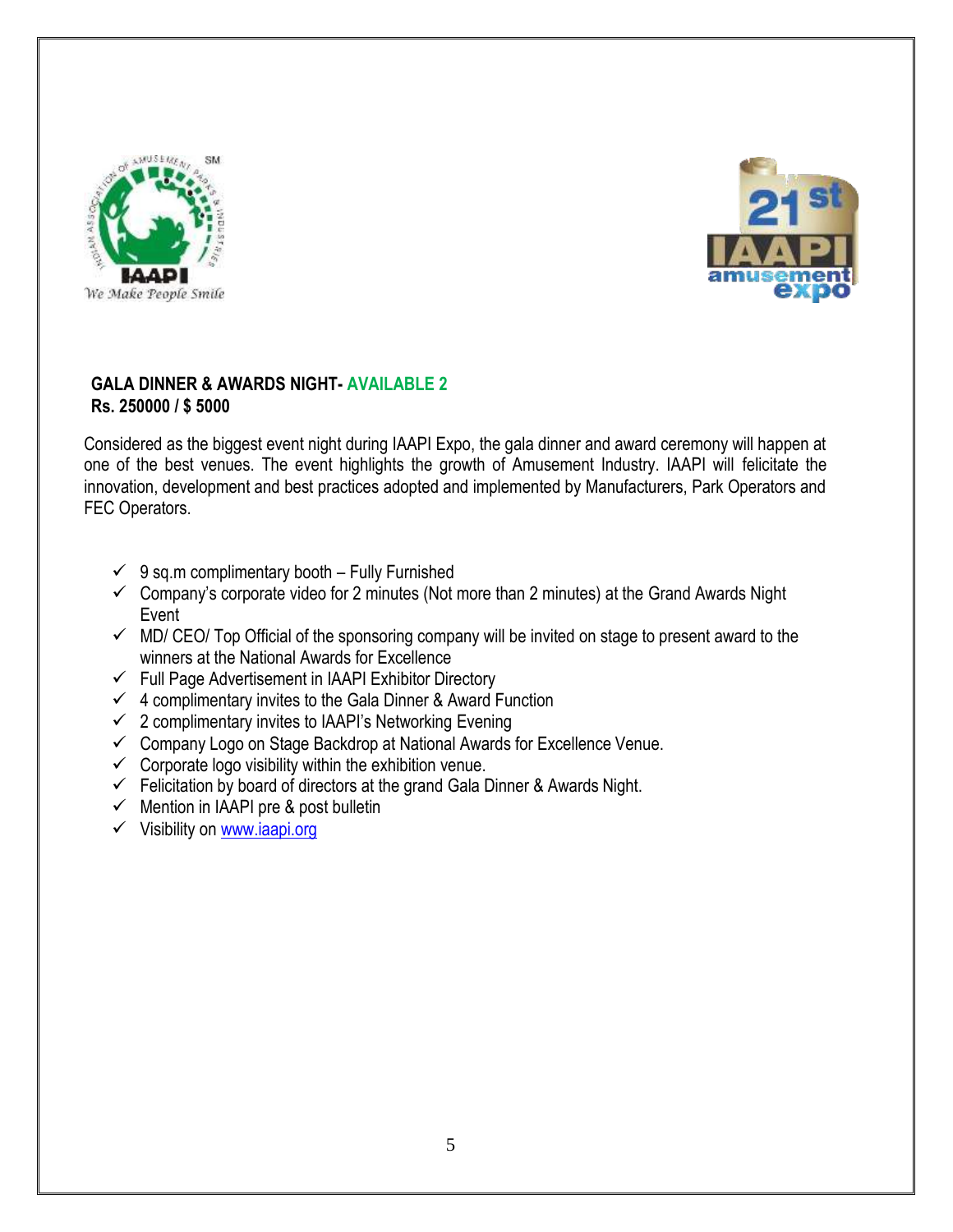**GALA DINNER & AWARDS NIGHT- AVAILABLE 2**
**Rs. 250000 / $ 5000**

Considered as the biggest event night during IAAPI Expo, the gala dinner and award ceremony will happen at one of the best venues. The event highlights the growth of Amusement Industry. IAAPI will felicitate the innovation, development and best practices adopted and implemented by Manufacturers, Park Operators and FEC Operators.

- ✓ 9 sq.m complimentary booth – Fully Furnished
- ✓ Company's corporate video for 2 minutes (Not more than 2 minutes) at the Grand Awards Night Event
- ✓ MD/ CEO/ Top Official of the sponsoring company will be invited on stage to present award to the winners at the National Awards for Excellence
- ✓ Full Page Advertisement in IAAPI Exhibitor Directory
- ✓ 4 complimentary invites to the Gala Dinner & Award Function
- ✓ 2 complimentary invites to IAAPI's Networking Evening
- ✓ Company Logo on Stage Backdrop at National Awards for Excellence Venue.
- ✓ Corporate logo visibility within the exhibition venue.
- ✓ Felicitation by board of directors at the grand Gala Dinner & Awards Night.
- ✓ Mention in IAAPI pre & post bulletin
- ✓ Visibility on www.iaapi.org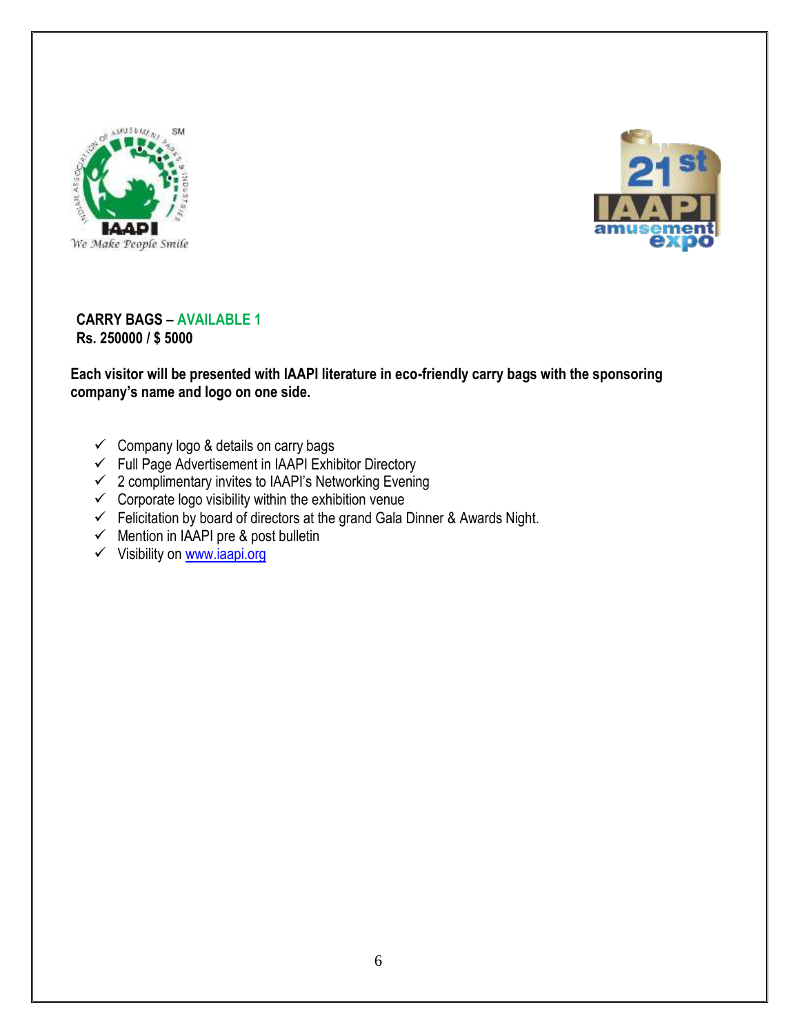**CARRY BAGS – AVAILABLE 1**
**Rs. 250000 / $ 5000**

**Each visitor will be presented with IAAPI literature in eco-friendly carry bags with the sponsoring company's name and logo on one side.**

- ✓ Company logo & details on carry bags
- ✓ Full Page Advertisement in IAAPI Exhibitor Directory
- ✓ 2 complimentary invites to IAAPI's Networking Evening
- ✓ Corporate logo visibility within the exhibition venue
- ✓ Felicitation by board of directors at the grand Gala Dinner & Awards Night.
- ✓ Mention in IAAPI pre & post bulletin
- ✓ Visibility on www.iaapi.org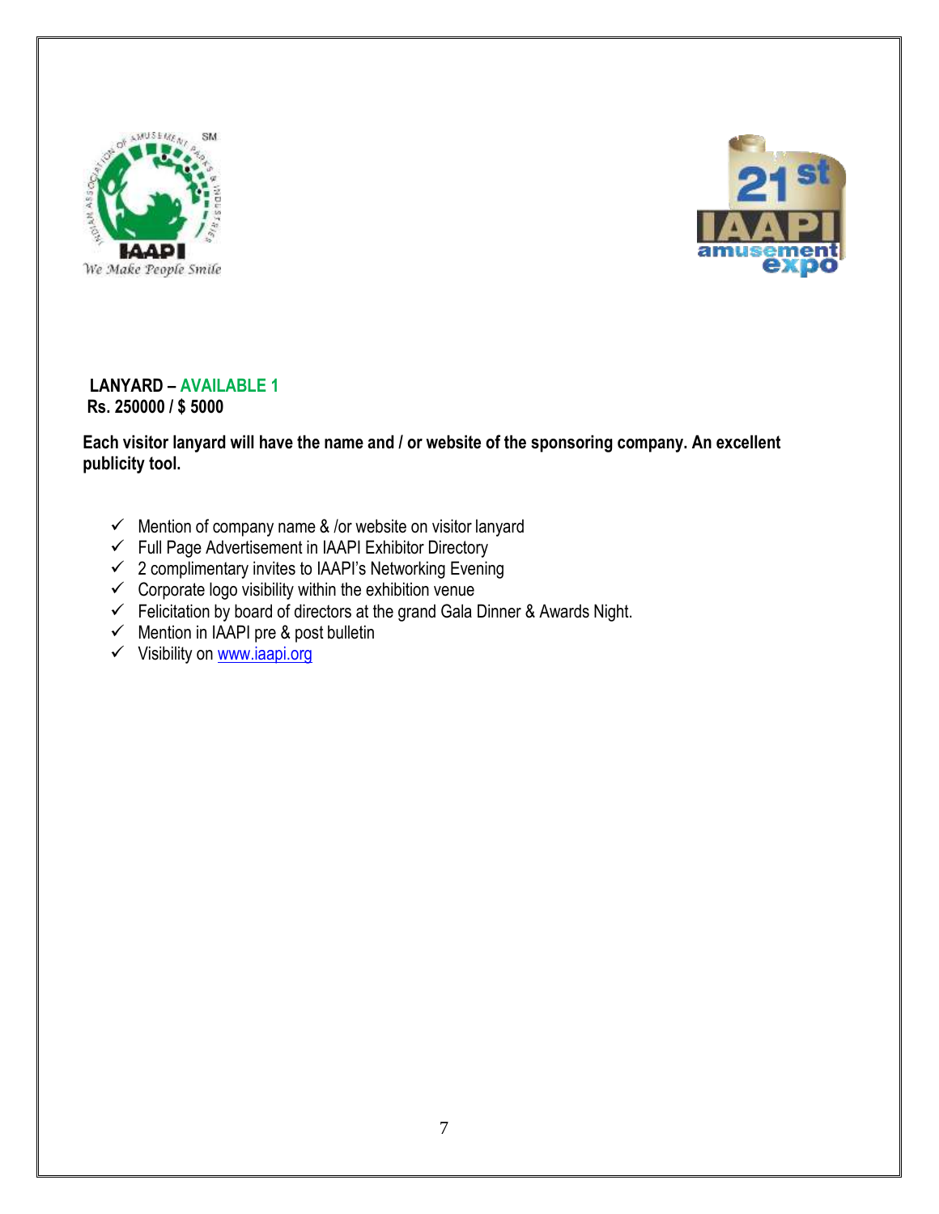**LANYARD – AVAILABLE 1**
**Rs. 250000 / $ 5000**

**Each visitor lanyard will have the name and / or website of the sponsoring company. An excellent publicity tool.**

- ✓ Mention of company name & /or website on visitor lanyard
- ✓ Full Page Advertisement in IAAPI Exhibitor Directory
- ✓ 2 complimentary invites to IAAPI's Networking Evening
- ✓ Corporate logo visibility within the exhibition venue
- ✓ Felicitation by board of directors at the grand Gala Dinner & Awards Night.
- ✓ Mention in IAAPI pre & post bulletin
- ✓ Visibility on www.iaapi.org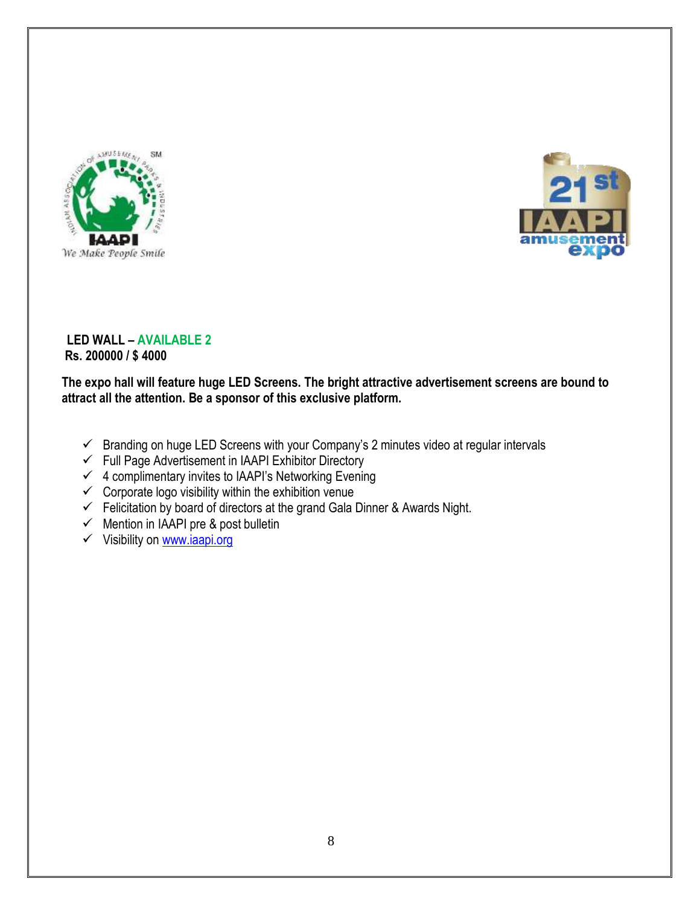**LED WALL – AVAILABLE 2**
**Rs. 200000 / $ 4000**

**The expo hall will feature huge LED Screens. The bright attractive advertisement screens are bound to attract all the attention. Be a sponsor of this exclusive platform.**

- ✓ Branding on huge LED Screens with your Company's 2 minutes video at regular intervals
- ✓ Full Page Advertisement in IAAPI Exhibitor Directory
- ✓ 4 complimentary invites to IAAPI's Networking Evening
- ✓ Corporate logo visibility within the exhibition venue
- ✓ Felicitation by board of directors at the grand Gala Dinner & Awards Night.
- ✓ Mention in IAAPI pre & post bulletin
- ✓ Visibility on [www.iaapi.org](http://www.iaapi.org)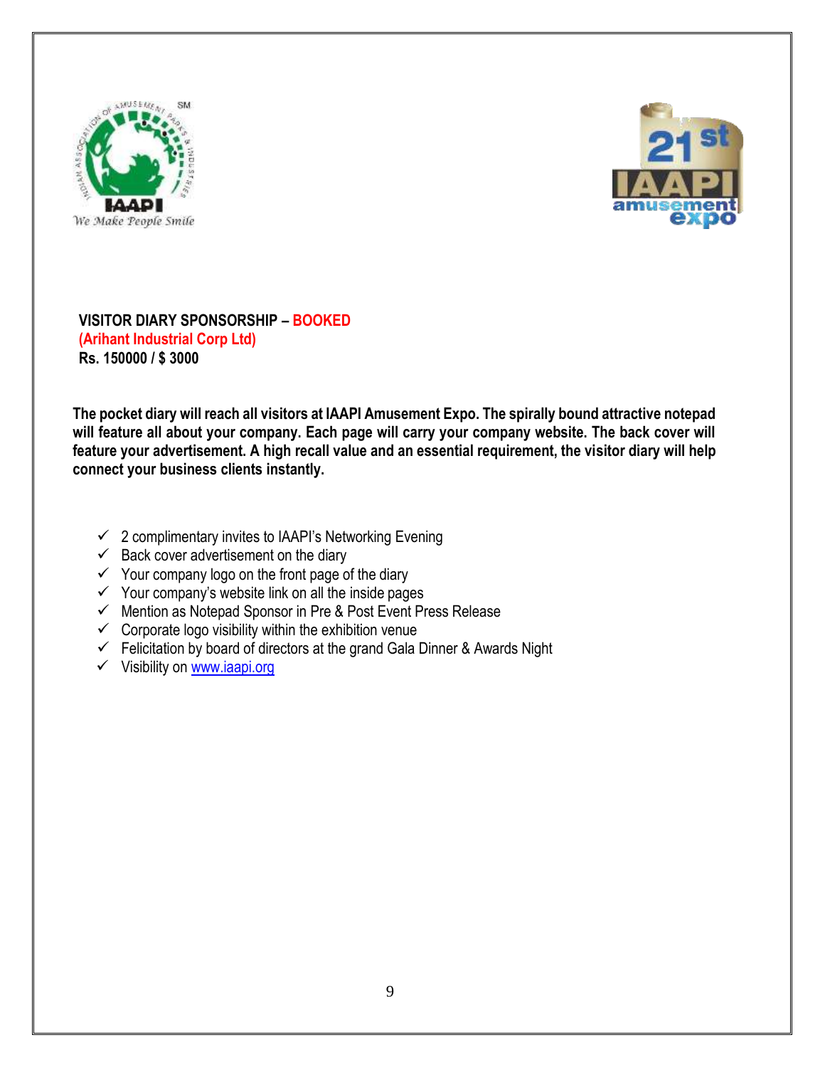**VISITOR DIARY SPONSORSHIP – BOOKED**
**(Arihant Industrial Corp Ltd)**
**Rs. 150000 / $ 3000**

**The pocket diary will reach all visitors at IAAPI Amusement Expo. The spirally bound attractive notepad will feature all about your company. Each page will carry your company website. The back cover will feature your advertisement. A high recall value and an essential requirement, the visitor diary will help connect your business clients instantly.**

- ✓ 2 complimentary invites to IAAPI's Networking Evening
- ✓ Back cover advertisement on the diary
- ✓ Your company logo on the front page of the diary
- ✓ Your company's website link on all the inside pages
- ✓ Mention as Notepad Sponsor in Pre & Post Event Press Release
- ✓ Corporate logo visibility within the exhibition venue
- ✓ Felicitation by board of directors at the grand Gala Dinner & Awards Night
- ✓ Visibility on www.iaapi.org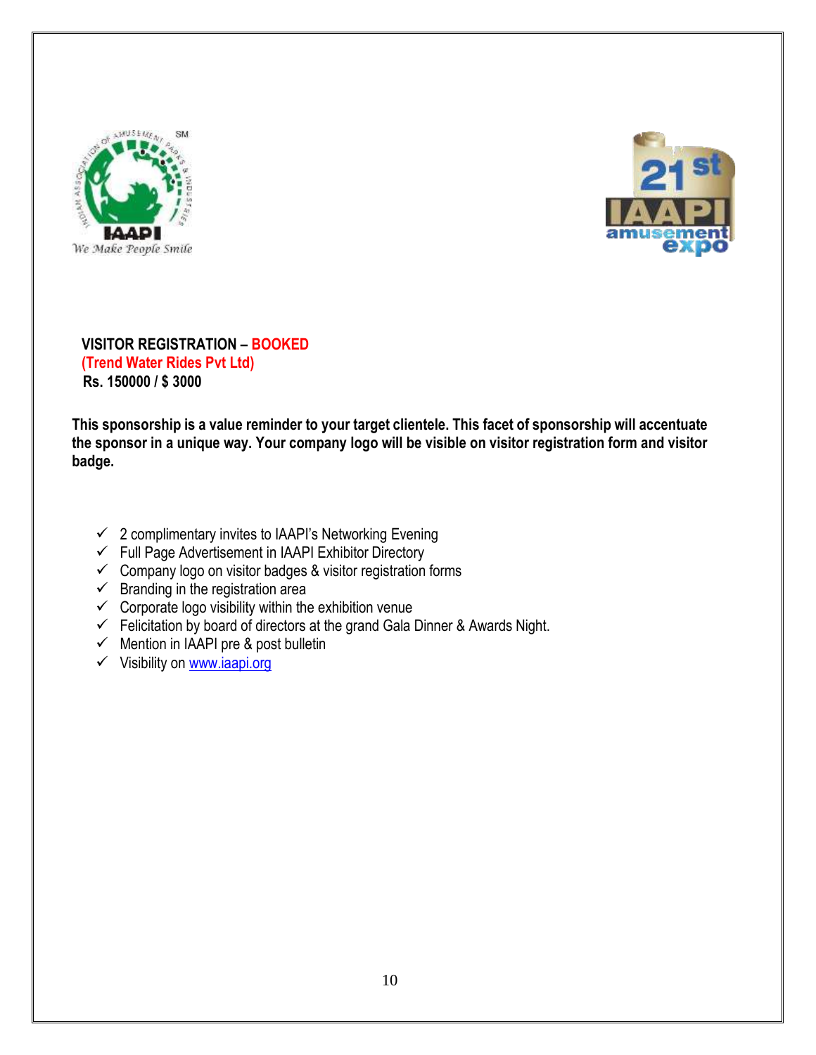**VISITOR REGISTRATION – BOOKED**
**(Trend Water Rides Pvt Ltd)**
**Rs. 150000 / $ 3000**

**This sponsorship is a value reminder to your target clientele. This facet of sponsorship will accentuate the sponsor in a unique way. Your company logo will be visible on visitor registration form and visitor badge.**

- ✓ 2 complimentary invites to IAAPI's Networking Evening
- ✓ Full Page Advertisement in IAAPI Exhibitor Directory
- ✓ Company logo on visitor badges & visitor registration forms
- ✓ Branding in the registration area
- ✓ Corporate logo visibility within the exhibition venue
- ✓ Felicitation by board of directors at the grand Gala Dinner & Awards Night.
- ✓ Mention in IAAPI pre & post bulletin
- ✓ Visibility on www.iaapi.org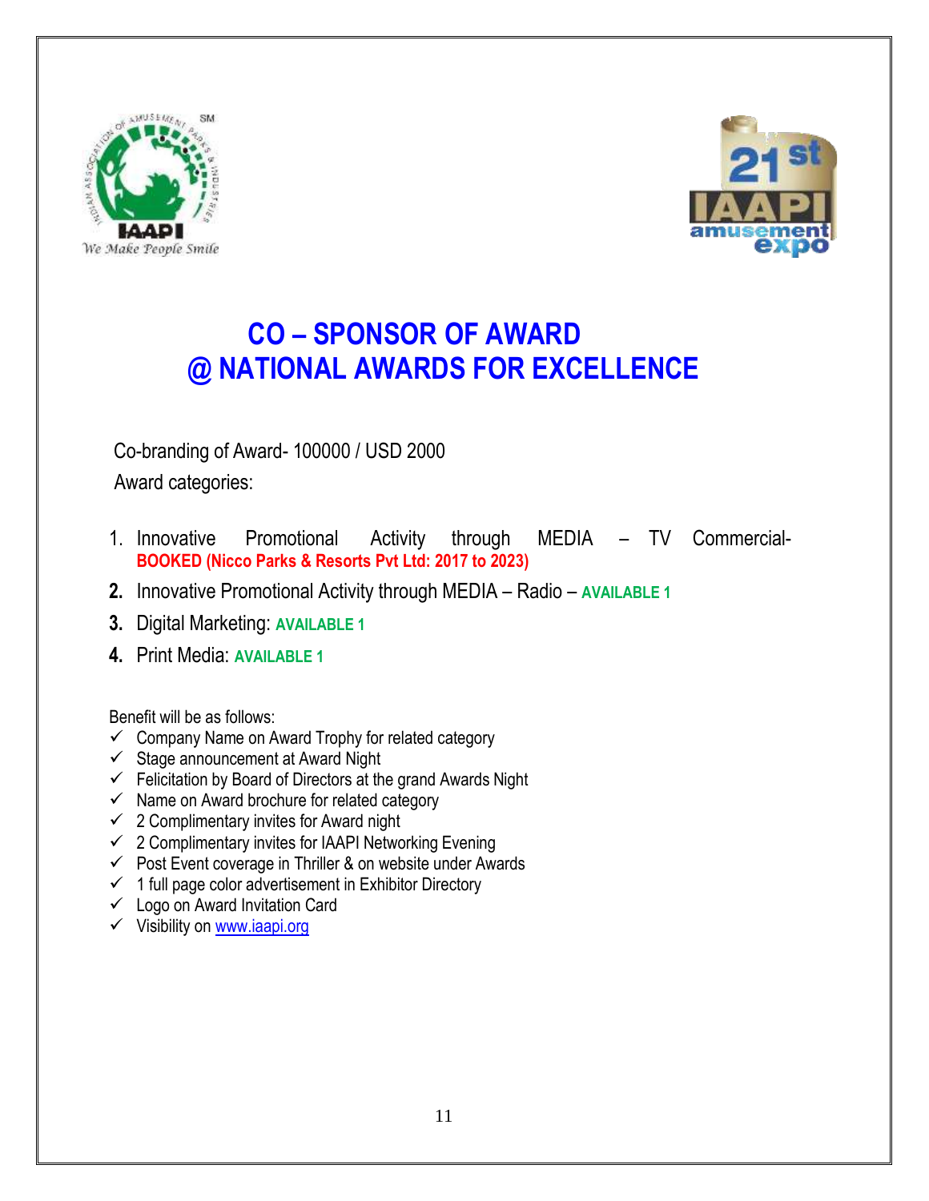# CO – SPONSOR OF AWARD
# @ NATIONAL AWARDS FOR EXCELLENCE

Co-branding of Award- 100000 / USD 2000

Award categories:

1. Innovative Promotional Activity through MEDIA – TV Commercial- **BOOKED (Nicco Parks & Resorts Pvt Ltd: 2017 to 2023)**
2. Innovative Promotional Activity through MEDIA – Radio – **AVAILABLE 1**
3. Digital Marketing: **AVAILABLE 1**
4. Print Media: **AVAILABLE 1**

Benefit will be as follows:

- ✓ Company Name on Award Trophy for related category
- ✓ Stage announcement at Award Night
- ✓ Felicitation by Board of Directors at the grand Awards Night
- ✓ Name on Award brochure for related category
- ✓ 2 Complimentary invites for Award night
- ✓ 2 Complimentary invites for IAAPI Networking Evening
- ✓ Post Event coverage in Thriller & on website under Awards
- ✓ 1 full page color advertisement in Exhibitor Directory
- ✓ Logo on Award Invitation Card
- ✓ Visibility on [www.iaapi.org](http://www.iaapi.org)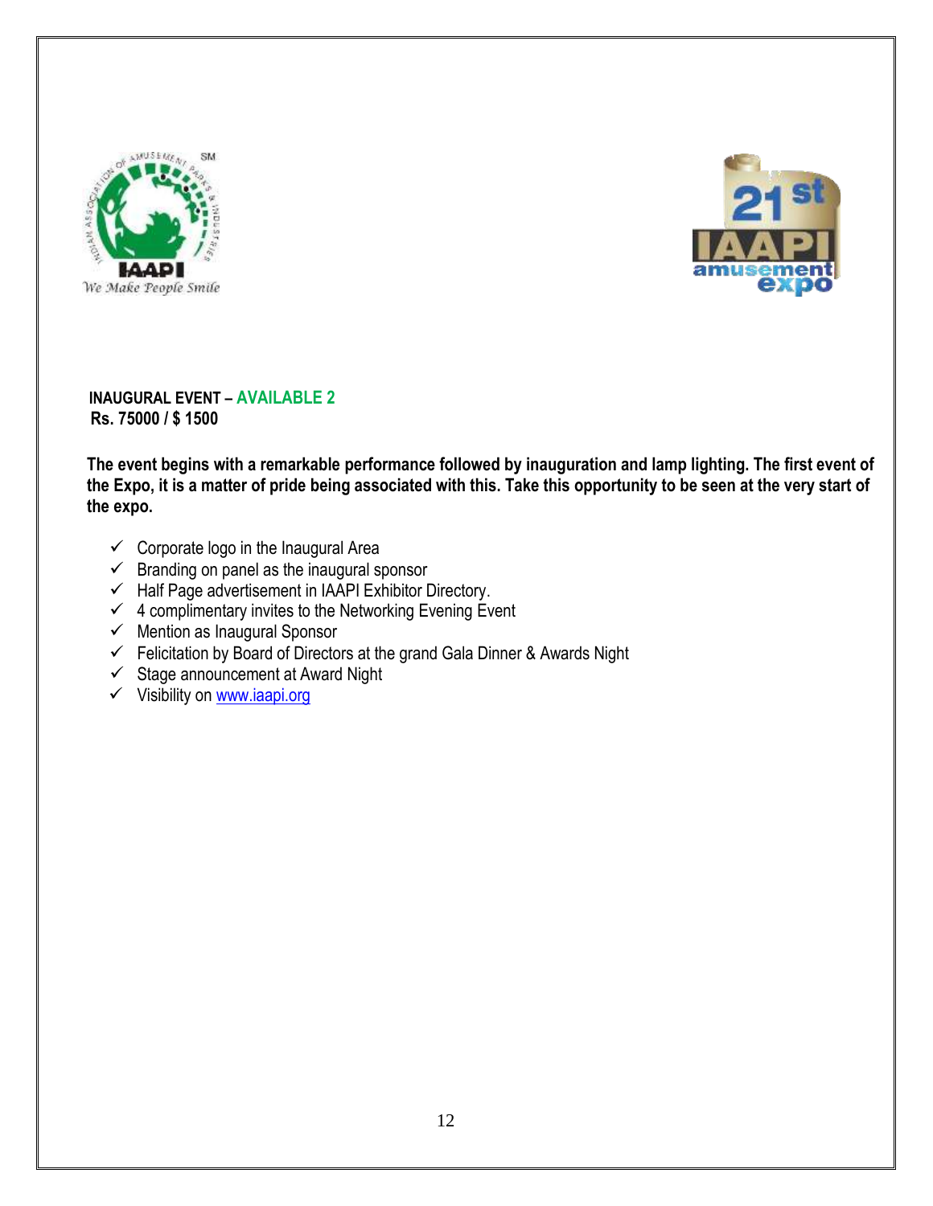**INAUGURAL EVENT – AVAILABLE 2**
**Rs. 75000 / $ 1500**

**The event begins with a remarkable performance followed by inauguration and lamp lighting. The first event of the Expo, it is a matter of pride being associated with this. Take this opportunity to be seen at the very start of the expo.**

- ✓ Corporate logo in the Inaugural Area
- ✓ Branding on panel as the inaugural sponsor
- ✓ Half Page advertisement in IAAPI Exhibitor Directory.
- ✓ 4 complimentary invites to the Networking Evening Event
- ✓ Mention as Inaugural Sponsor
- ✓ Felicitation by Board of Directors at the grand Gala Dinner & Awards Night
- ✓ Stage announcement at Award Night
- ✓ Visibility on www.iaapi.org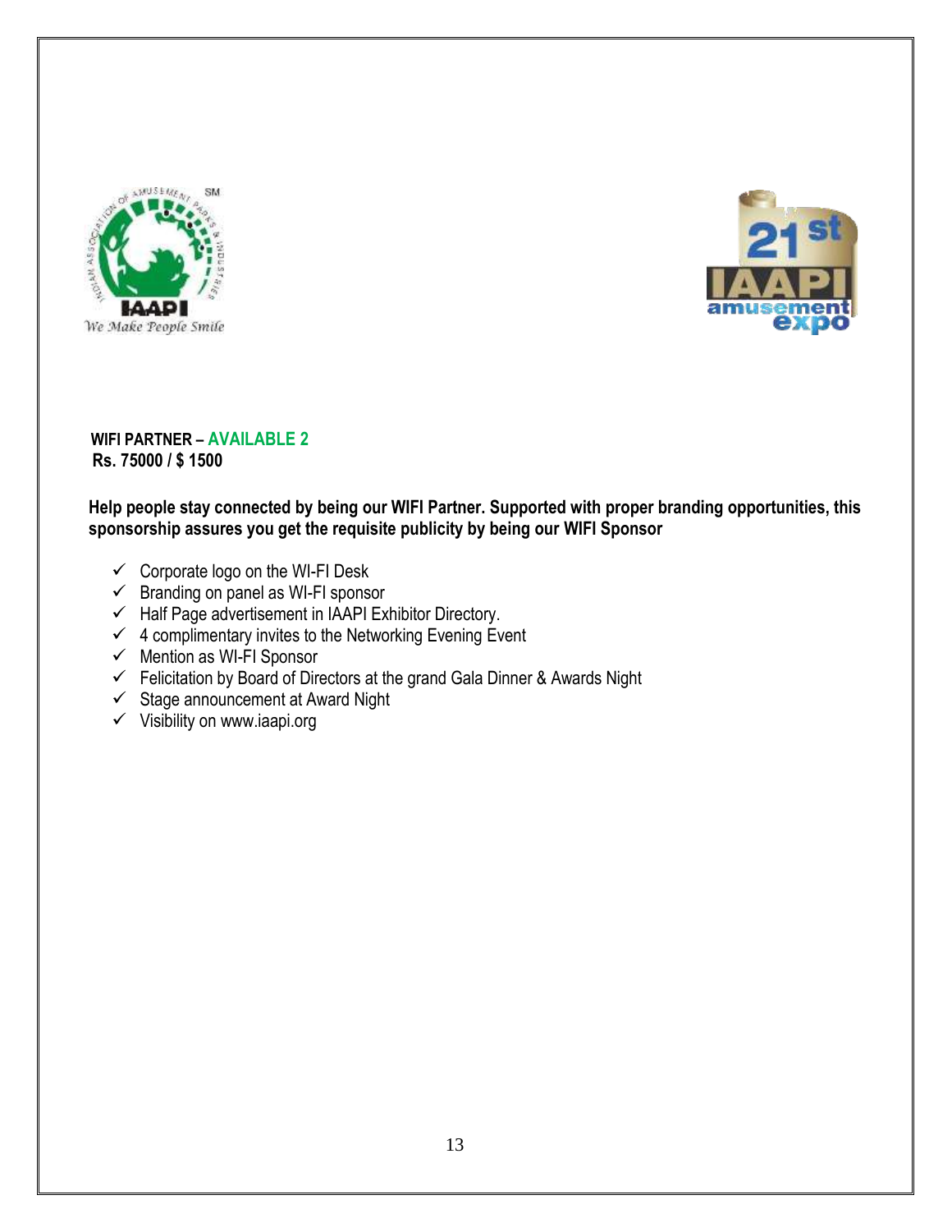**WIFI PARTNER – AVAILABLE 2**
**Rs. 75000 / $ 1500**

**Help people stay connected by being our WIFI Partner. Supported with proper branding opportunities, this sponsorship assures you get the requisite publicity by being our WIFI Sponsor**

- ✓ Corporate logo on the WI-FI Desk
- ✓ Branding on panel as WI-FI sponsor
- ✓ Half Page advertisement in IAAPI Exhibitor Directory.
- ✓ 4 complimentary invites to the Networking Evening Event
- ✓ Mention as WI-FI Sponsor
- ✓ Felicitation by Board of Directors at the grand Gala Dinner & Awards Night
- ✓ Stage announcement at Award Night
- ✓ Visibility on www.iaapi.org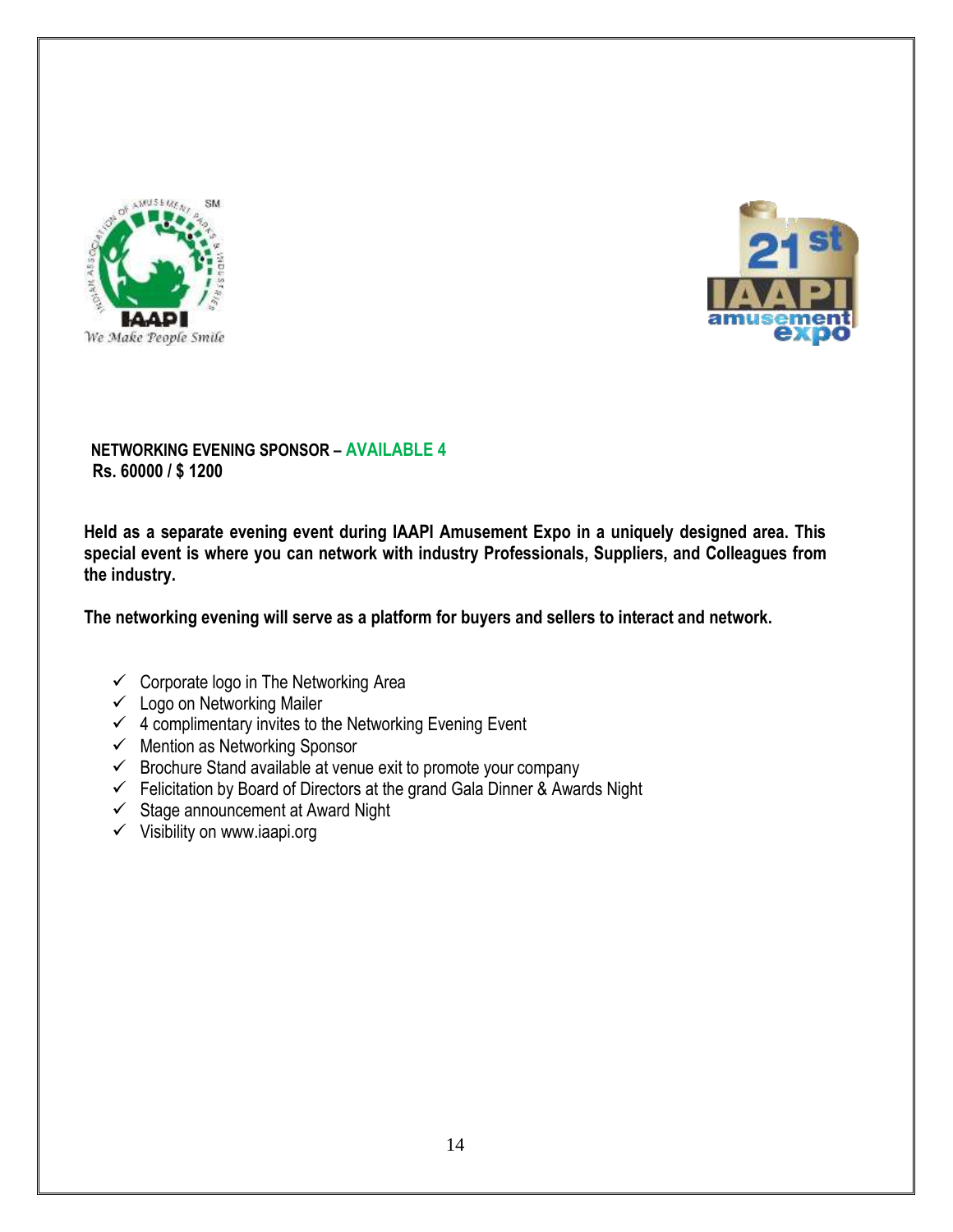**NETWORKING EVENING SPONSOR – AVAILABLE 4**
**Rs. 60000 / $ 1200**

**Held as a separate evening event during IAAPI Amusement Expo in a uniquely designed area. This special event is where you can network with industry Professionals, Suppliers, and Colleagues from the industry.**

**The networking evening will serve as a platform for buyers and sellers to interact and network.**

- ✓ Corporate logo in The Networking Area
- ✓ Logo on Networking Mailer
- ✓ 4 complimentary invites to the Networking Evening Event
- ✓ Mention as Networking Sponsor
- ✓ Brochure Stand available at venue exit to promote your company
- ✓ Felicitation by Board of Directors at the grand Gala Dinner & Awards Night
- ✓ Stage announcement at Award Night
- ✓ Visibility on www.iaapi.org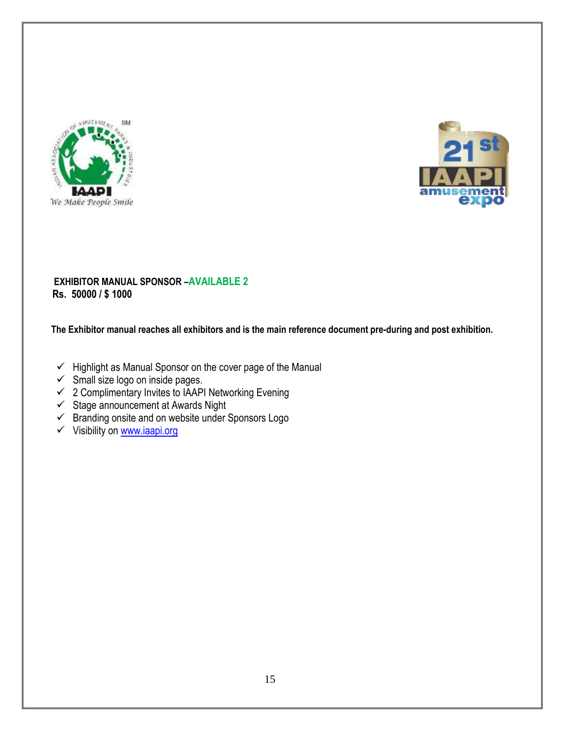**EXHIBITOR MANUAL SPONSOR –AVAILABLE 2**
**Rs. 50000 / $ 1000**

**The Exhibitor manual reaches all exhibitors and is the main reference document pre-during and post exhibition.**

- ✓ Highlight as Manual Sponsor on the cover page of the Manual
- ✓ Small size logo on inside pages.
- ✓ 2 Complimentary Invites to IAAPI Networking Evening
- ✓ Stage announcement at Awards Night
- ✓ Branding onsite and on website under Sponsors Logo
- ✓ Visibility on www.iaapi.org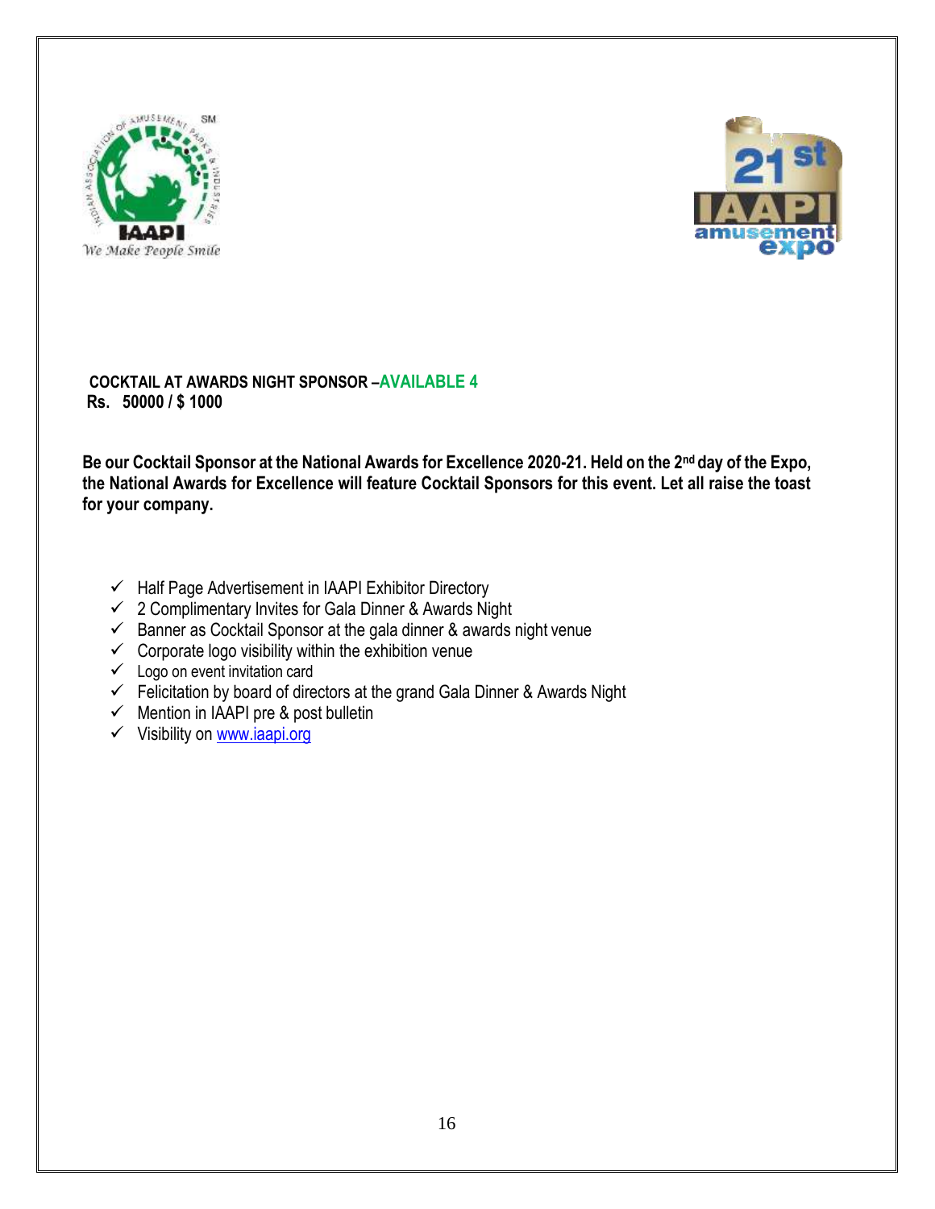**COCKTAIL AT AWARDS NIGHT SPONSOR –AVAILABLE 4**
**Rs. 50000 / $ 1000**

**Be our Cocktail Sponsor at the National Awards for Excellence 2020-21. Held on the 2nd day of the Expo, the National Awards for Excellence will feature Cocktail Sponsors for this event. Let all raise the toast for your company.**

- ✓ Half Page Advertisement in IAAPI Exhibitor Directory
- ✓ 2 Complimentary Invites for Gala Dinner & Awards Night
- ✓ Banner as Cocktail Sponsor at the gala dinner & awards night venue
- ✓ Corporate logo visibility within the exhibition venue
- ✓ Logo on event invitation card
- ✓ Felicitation by board of directors at the grand Gala Dinner & Awards Night
- ✓ Mention in IAAPI pre & post bulletin
- ✓ Visibility on [www.iaapi.org](http://www.iaapi.org)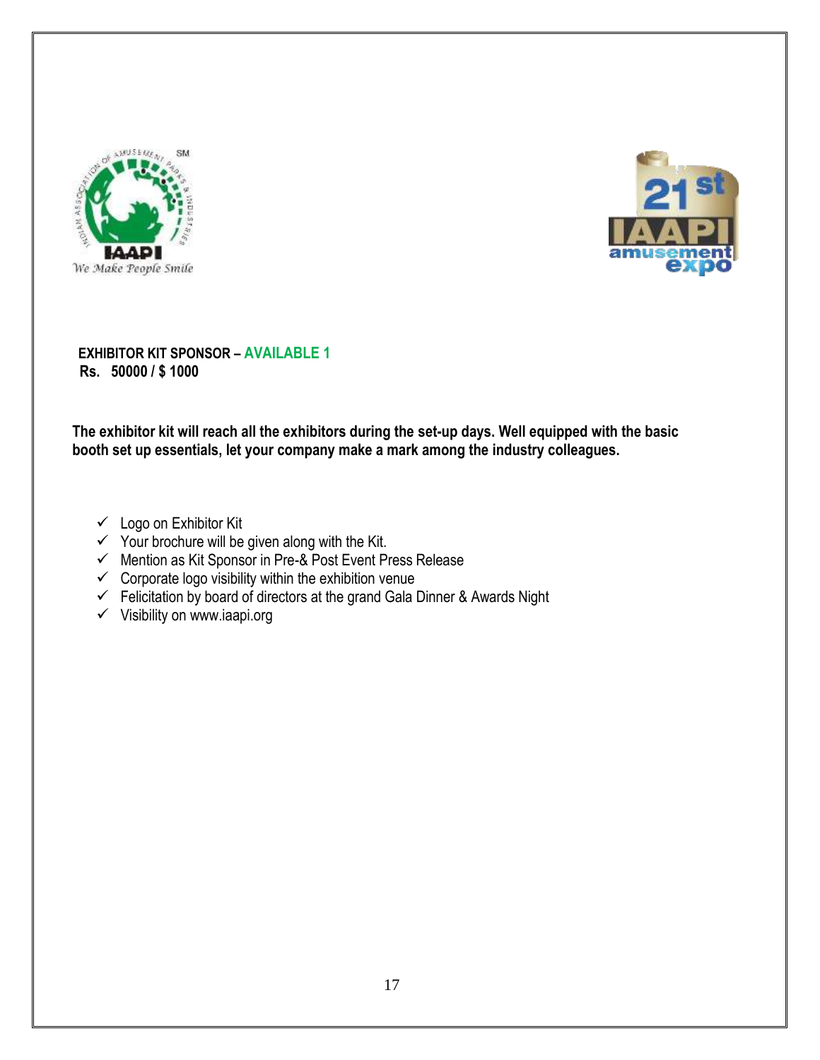**EXHIBITOR KIT SPONSOR – AVAILABLE 1**
**Rs. 50000 / $ 1000**

**The exhibitor kit will reach all the exhibitors during the set-up days. Well equipped with the basic booth set up essentials, let your company make a mark among the industry colleagues.**

- ✓ Logo on Exhibitor Kit
- ✓ Your brochure will be given along with the Kit.
- ✓ Mention as Kit Sponsor in Pre-& Post Event Press Release
- ✓ Corporate logo visibility within the exhibition venue
- ✓ Felicitation by board of directors at the grand Gala Dinner & Awards Night
- ✓ Visibility on www.iaapi.org